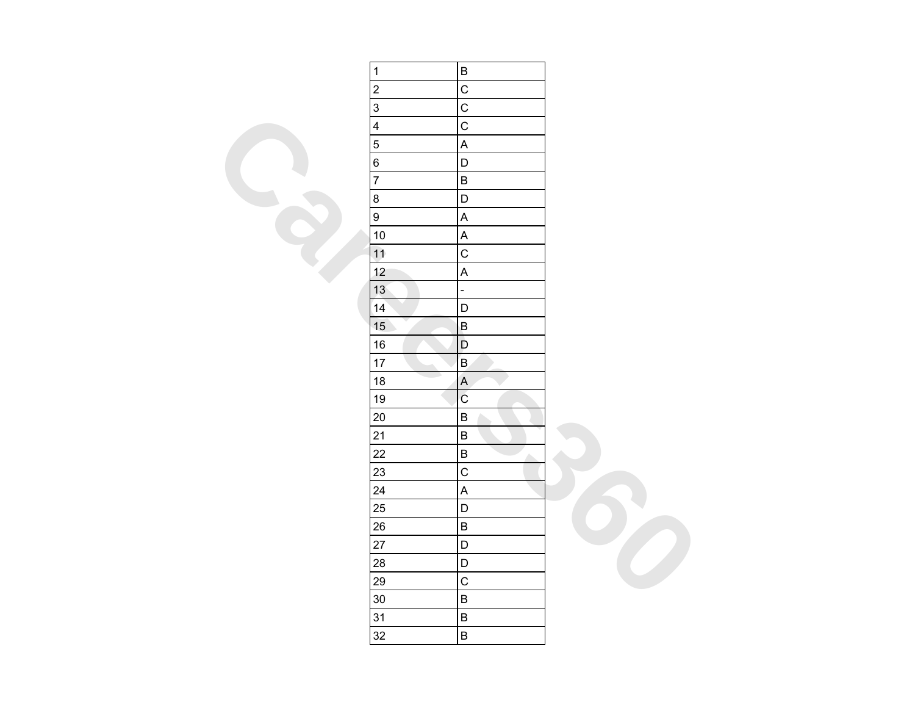| 1 | B |
|---|---|
| 2 | C |
| 3 | C |
| 4 | C |
| 5 | A |
| 6 | D |
| 7 | B |
| 8 | D |
| 9 | A |
| 10 | A |
| 11 | C |
| 12 | A |
| 13 | - |
| 14 | D |
| 15 | B |
| 16 | D |
| 17 | B |
| 18 | A |
| 19 | C |
| 20 | B |
| 21 | B |
| 22 | B |
| 23 | C |
| 24 | A |
| 25 | D |
| 26 | B |
| 27 | D |
| 28 | D |
| 29 | C |
| 30 | B |
| 31 | B |
| 32 | B |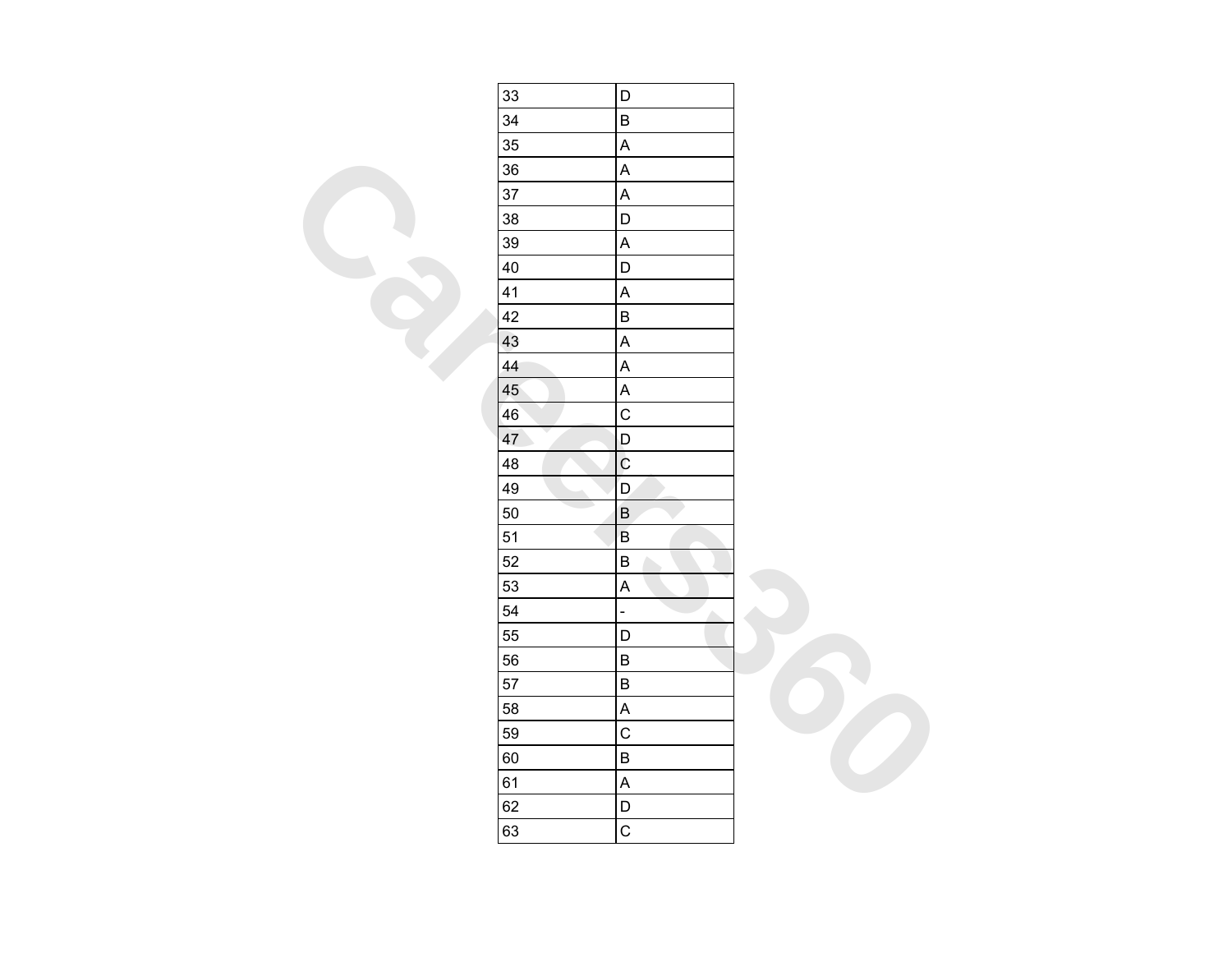| | |
|---|---|
| 33 | D |
| 34 | B |
| 35 | A |
| 36 | A |
| 37 | A |
| 38 | D |
| 39 | A |
| 40 | D |
| 41 | A |
| 42 | B |
| 43 | A |
| 44 | A |
| 45 | A |
| 46 | C |
| 47 | D |
| 48 | C |
| 49 | D |
| 50 | B |
| 51 | B |
| 52 | B |
| 53 | A |
| 54 | - |
| 55 | D |
| 56 | B |
| 57 | B |
| 58 | A |
| 59 | C |
| 60 | B |
| 61 | A |
| 62 | D |
| 63 | C |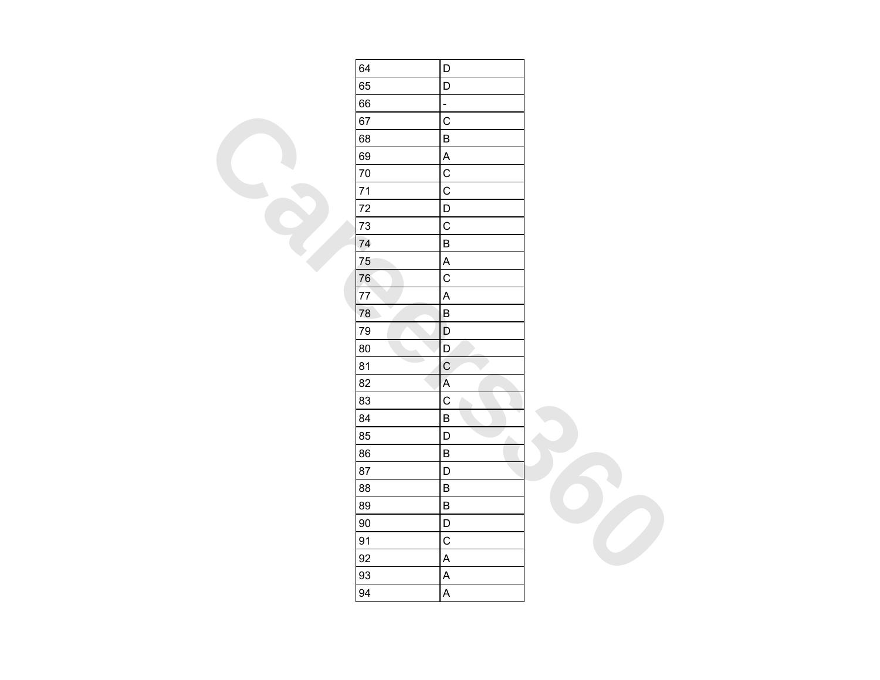| 64 | D |
|---|---|
| 65 | D |
| 66 | - |
| 67 | C |
| 68 | B |
| 69 | A |
| 70 | C |
| 71 | C |
| 72 | D |
| 73 | C |
| 74 | B |
| 75 | A |
| 76 | C |
| 77 | A |
| 78 | B |
| 79 | D |
| 80 | D |
| 81 | C |
| 82 | A |
| 83 | C |
| 84 | B |
| 85 | D |
| 86 | B |
| 87 | D |
| 88 | B |
| 89 | B |
| 90 | D |
| 91 | C |
| 92 | A |
| 93 | A |
| 94 | A |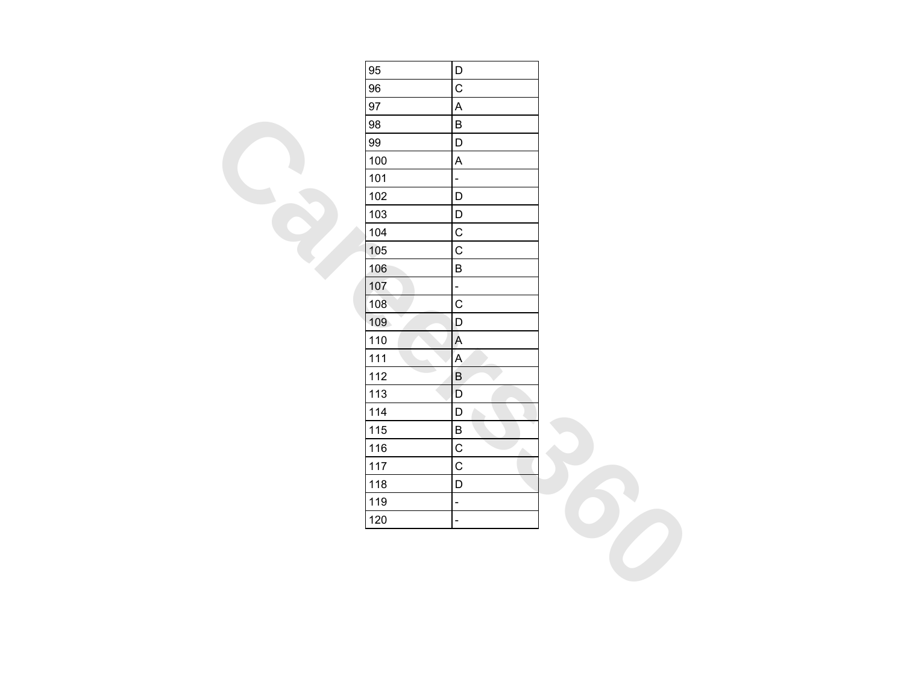| | |
|---|---|
| 95 | D |
| 96 | C |
| 97 | A |
| 98 | B |
| 99 | D |
| 100 | A |
| 101 | - |
| 102 | D |
| 103 | D |
| 104 | C |
| 105 | C |
| 106 | B |
| 107 | - |
| 108 | C |
| 109 | D |
| 110 | A |
| 111 | A |
| 112 | B |
| 113 | D |
| 114 | D |
| 115 | B |
| 116 | C |
| 117 | C |
| 118 | D |
| 119 | - |
| 120 | - |